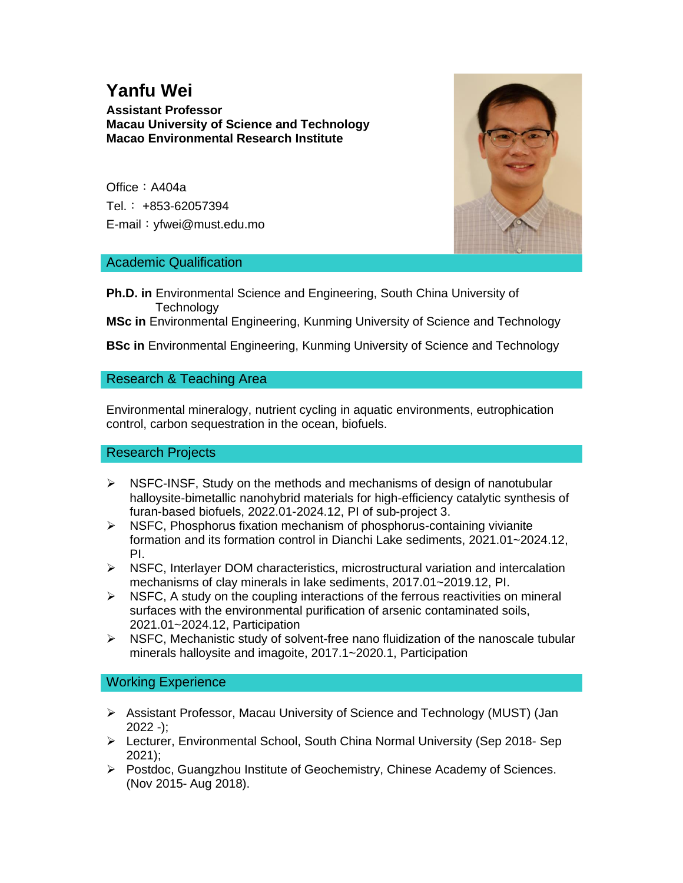# Yanfu Wei

**Assistant Professor**
**Macau University of Science and Technology**
**Macao Environmental Research Institute**

Office：A404a
Tel.： +853-62057394
E-mail：yfwei@must.edu.mo

## Academic Qualification

**Ph.D. in** Environmental Science and Engineering, South China University of Technology

**MSc in** Environmental Engineering, Kunming University of Science and Technology

**BSc in** Environmental Engineering, Kunming University of Science and Technology

## Research & Teaching Area

Environmental mineralogy, nutrient cycling in aquatic environments, eutrophication control, carbon sequestration in the ocean, biofuels.

## Research Projects

- NSFC-INSF, Study on the methods and mechanisms of design of nanotubular halloysite-bimetallic nanohybrid materials for high-efficiency catalytic synthesis of furan-based biofuels, 2022.01-2024.12, PI of sub-project 3.
- NSFC, Phosphorus fixation mechanism of phosphorus-containing vivianite formation and its formation control in Dianchi Lake sediments, 2021.01~2024.12, PI.
- NSFC, Interlayer DOM characteristics, microstructural variation and intercalation mechanisms of clay minerals in lake sediments, 2017.01~2019.12, PI.
- NSFC, A study on the coupling interactions of the ferrous reactivities on mineral surfaces with the environmental purification of arsenic contaminated soils, 2021.01~2024.12, Participation
- NSFC, Mechanistic study of solvent-free nano fluidization of the nanoscale tubular minerals halloysite and imagoite, 2017.1~2020.1, Participation

## Working Experience

- Assistant Professor, Macau University of Science and Technology (MUST) (Jan 2022 -);
- Lecturer, Environmental School, South China Normal University (Sep 2018- Sep 2021);
- Postdoc, Guangzhou Institute of Geochemistry, Chinese Academy of Sciences. (Nov 2015- Aug 2018).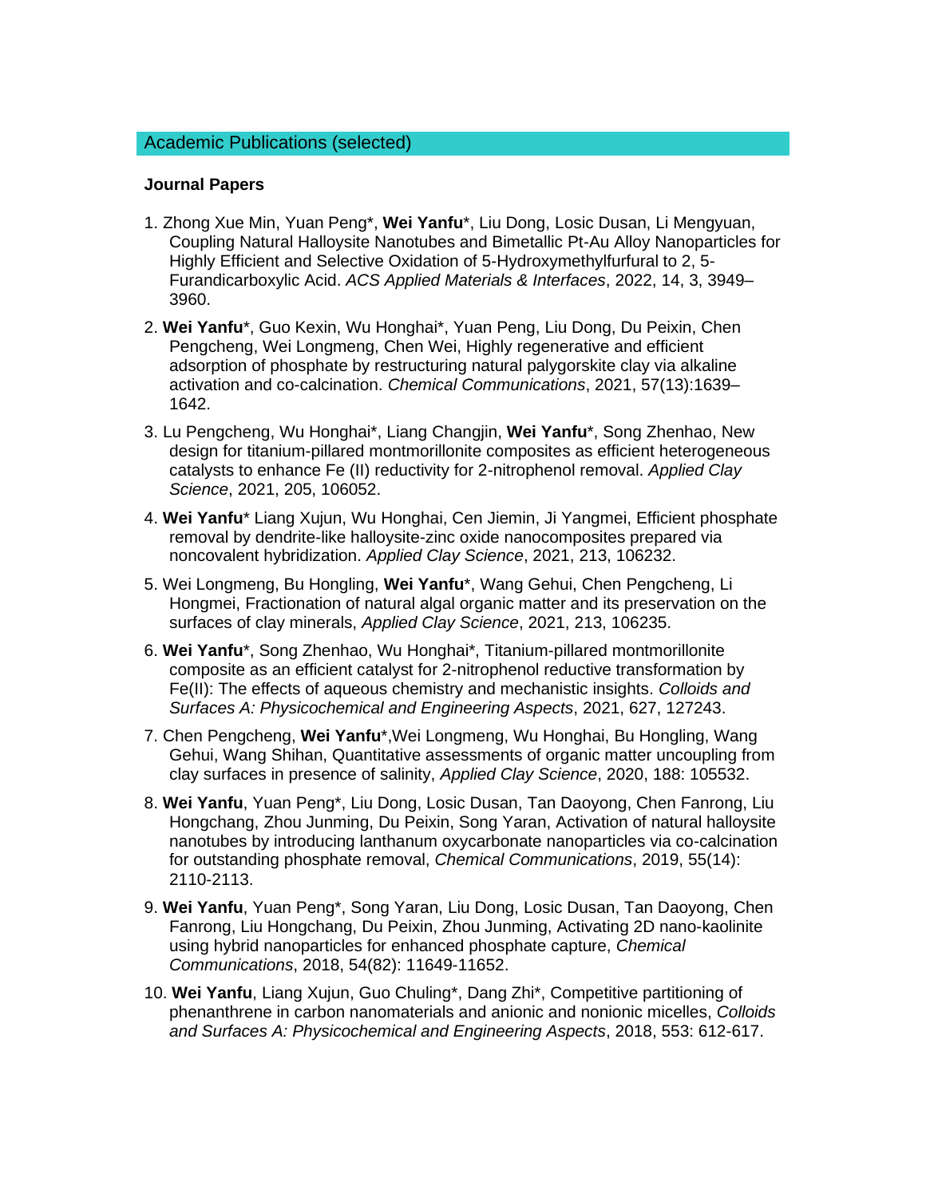## Academic Publications (selected)

### Journal Papers

1. Zhong Xue Min, Yuan Peng*, **Wei Yanfu***, Liu Dong, Losic Dusan, Li Mengyuan, Coupling Natural Halloysite Nanotubes and Bimetallic Pt-Au Alloy Nanoparticles for Highly Efficient and Selective Oxidation of 5-Hydroxymethylfurfural to 2, 5-Furandicarboxylic Acid. *ACS Applied Materials & Interfaces*, 2022, 14, 3, 3949–3960.

2. **Wei Yanfu***, Guo Kexin, Wu Honghai*, Yuan Peng, Liu Dong, Du Peixin, Chen Pengcheng, Wei Longmeng, Chen Wei, Highly regenerative and efficient adsorption of phosphate by restructuring natural palygorskite clay via alkaline activation and co-calcination. *Chemical Communications*, 2021, 57(13):1639–1642.

3. Lu Pengcheng, Wu Honghai*, Liang Changjin, **Wei Yanfu***, Song Zhenhao, New design for titanium-pillared montmorillonite composites as efficient heterogeneous catalysts to enhance Fe (II) reductivity for 2-nitrophenol removal. *Applied Clay Science*, 2021, 205, 106052.

4. **Wei Yanfu*** Liang Xujun, Wu Honghai, Cen Jiemin, Ji Yangmei, Efficient phosphate removal by dendrite-like halloysite-zinc oxide nanocomposites prepared via noncovalent hybridization. *Applied Clay Science*, 2021, 213, 106232.

5. Wei Longmeng, Bu Hongling, **Wei Yanfu***, Wang Gehui, Chen Pengcheng, Li Hongmei, Fractionation of natural algal organic matter and its preservation on the surfaces of clay minerals, *Applied Clay Science*, 2021, 213, 106235.

6. **Wei Yanfu***, Song Zhenhao, Wu Honghai*, Titanium-pillared montmorillonite composite as an efficient catalyst for 2-nitrophenol reductive transformation by Fe(II): The effects of aqueous chemistry and mechanistic insights. *Colloids and Surfaces A: Physicochemical and Engineering Aspects*, 2021, 627, 127243.

7. Chen Pengcheng, **Wei Yanfu***,Wei Longmeng, Wu Honghai, Bu Hongling, Wang Gehui, Wang Shihan, Quantitative assessments of organic matter uncoupling from clay surfaces in presence of salinity, *Applied Clay Science*, 2020, 188: 105532.

8. **Wei Yanfu**, Yuan Peng*, Liu Dong, Losic Dusan, Tan Daoyong, Chen Fanrong, Liu Hongchang, Zhou Junming, Du Peixin, Song Yaran, Activation of natural halloysite nanotubes by introducing lanthanum oxycarbonate nanoparticles via co-calcination for outstanding phosphate removal, *Chemical Communications*, 2019, 55(14): 2110-2113.

9. **Wei Yanfu**, Yuan Peng*, Song Yaran, Liu Dong, Losic Dusan, Tan Daoyong, Chen Fanrong, Liu Hongchang, Du Peixin, Zhou Junming, Activating 2D nano-kaolinite using hybrid nanoparticles for enhanced phosphate capture, *Chemical Communications*, 2018, 54(82): 11649-11652.

10. **Wei Yanfu**, Liang Xujun, Guo Chuling*, Dang Zhi*, Competitive partitioning of phenanthrene in carbon nanomaterials and anionic and nonionic micelles, *Colloids and Surfaces A: Physicochemical and Engineering Aspects*, 2018, 553: 612-617.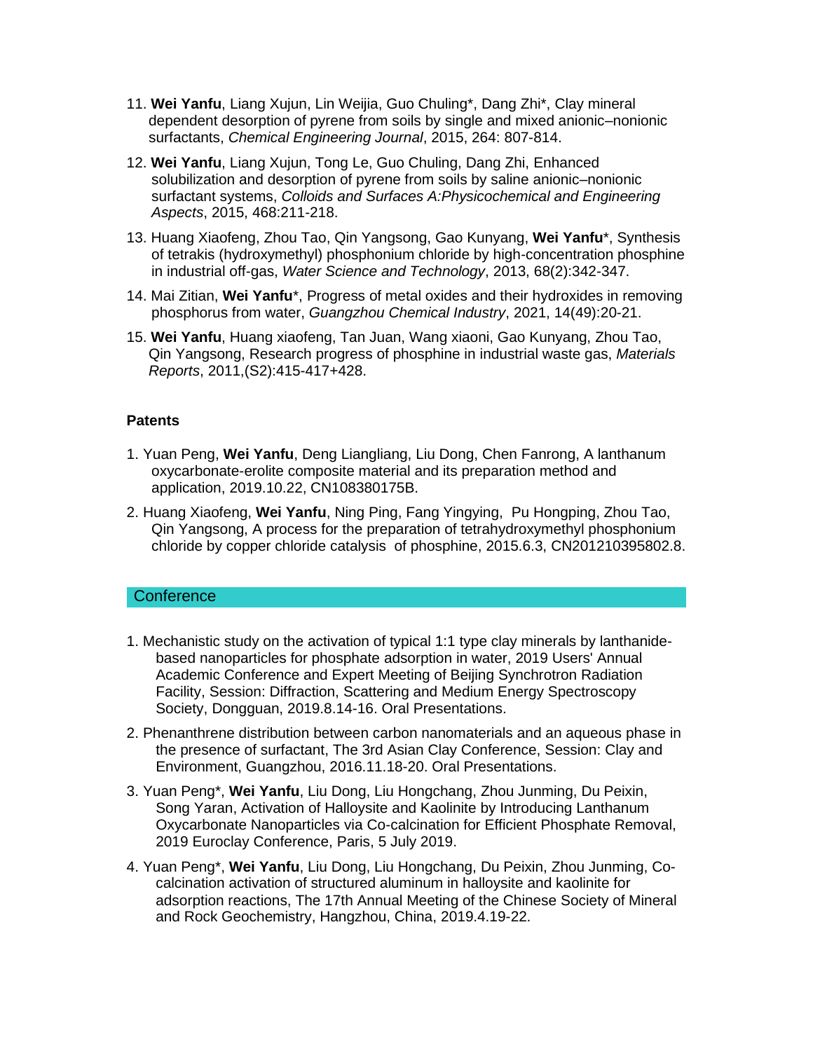11. **Wei Yanfu**, Liang Xujun, Lin Weijia, Guo Chuling*, Dang Zhi*, Clay mineral dependent desorption of pyrene from soils by single and mixed anionic–nonionic surfactants, *Chemical Engineering Journal*, 2015, 264: 807-814.

12. **Wei Yanfu**, Liang Xujun, Tong Le, Guo Chuling, Dang Zhi, Enhanced solubilization and desorption of pyrene from soils by saline anionic–nonionic surfactant systems, *Colloids and Surfaces A:Physicochemical and Engineering Aspects*, 2015, 468:211-218.

13. Huang Xiaofeng, Zhou Tao, Qin Yangsong, Gao Kunyang, **Wei Yanfu***, Synthesis of tetrakis (hydroxymethyl) phosphonium chloride by high-concentration phosphine in industrial off-gas, *Water Science and Technology*, 2013, 68(2):342-347.

14. Mai Zitian, **Wei Yanfu***, Progress of metal oxides and their hydroxides in removing phosphorus from water, *Guangzhou Chemical Industry*, 2021, 14(49):20-21.

15. **Wei Yanfu**, Huang xiaofeng, Tan Juan, Wang xiaoni, Gao Kunyang, Zhou Tao, Qin Yangsong, Research progress of phosphine in industrial waste gas, *Materials Reports*, 2011,(S2):415-417+428.

**Patents**

1. Yuan Peng, **Wei Yanfu**, Deng Liangliang, Liu Dong, Chen Fanrong, A lanthanum oxycarbonate-erolite composite material and its preparation method and application, 2019.10.22, CN108380175B.

2. Huang Xiaofeng, **Wei Yanfu**, Ning Ping, Fang Yingying, Pu Hongping, Zhou Tao, Qin Yangsong, A process for the preparation of tetrahydroxymethyl phosphonium chloride by copper chloride catalysis of phosphine, 2015.6.3, CN201210395802.8.

## Conference

1. Mechanistic study on the activation of typical 1:1 type clay minerals by lanthanide-based nanoparticles for phosphate adsorption in water, 2019 Users' Annual Academic Conference and Expert Meeting of Beijing Synchrotron Radiation Facility, Session: Diffraction, Scattering and Medium Energy Spectroscopy Society, Dongguan, 2019.8.14-16. Oral Presentations.

2. Phenanthrene distribution between carbon nanomaterials and an aqueous phase in the presence of surfactant, The 3rd Asian Clay Conference, Session: Clay and Environment, Guangzhou, 2016.11.18-20. Oral Presentations.

3. Yuan Peng*, **Wei Yanfu**, Liu Dong, Liu Hongchang, Zhou Junming, Du Peixin, Song Yaran, Activation of Halloysite and Kaolinite by Introducing Lanthanum Oxycarbonate Nanoparticles via Co-calcination for Efficient Phosphate Removal, 2019 Euroclay Conference, Paris, 5 July 2019.

4. Yuan Peng*, **Wei Yanfu**, Liu Dong, Liu Hongchang, Du Peixin, Zhou Junming, Co-calcination activation of structured aluminum in halloysite and kaolinite for adsorption reactions, The 17th Annual Meeting of the Chinese Society of Mineral and Rock Geochemistry, Hangzhou, China, 2019.4.19-22.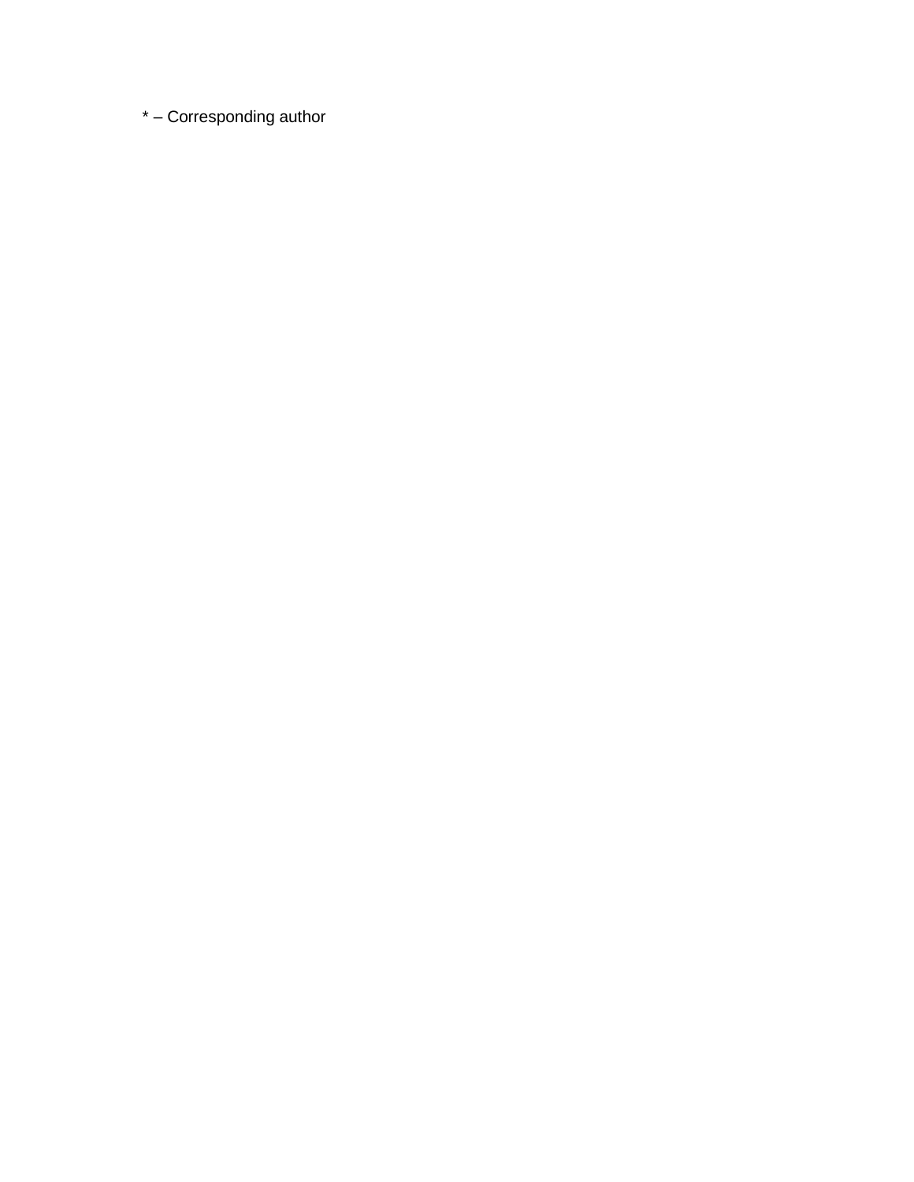* – Corresponding author